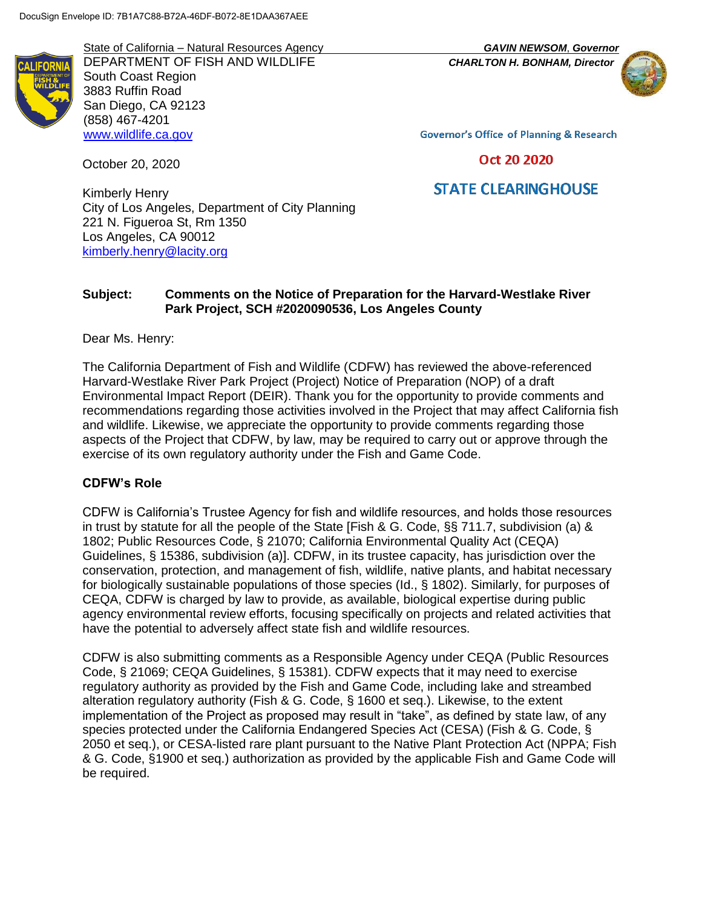DocuSign Envelope ID: 7B1A7C88-B72A-46DF-B072-8E1DAA367AEE

State of California – Natural Resources Agency
DEPARTMENT OF FISH AND WILDLIFE
South Coast Region
3883 Ruffin Road
San Diego, CA 92123
(858) 467-4201
www.wildlife.ca.gov

***GAVIN NEWSOM*, *Governor***
***CHARLTON H. BONHAM, Director***

Governor's Office of Planning & Research

Oct 20 2020

STATE CLEARINGHOUSE

October 20, 2020

Kimberly Henry
City of Los Angeles, Department of City Planning
221 N. Figueroa St, Rm 1350
Los Angeles, CA 90012
kimberly.henry@lacity.org

**Subject: Comments on the Notice of Preparation for the Harvard-Westlake River Park Project, SCH #2020090536, Los Angeles County**

Dear Ms. Henry:

The California Department of Fish and Wildlife (CDFW) has reviewed the above-referenced Harvard-Westlake River Park Project (Project) Notice of Preparation (NOP) of a draft Environmental Impact Report (DEIR). Thank you for the opportunity to provide comments and recommendations regarding those activities involved in the Project that may affect California fish and wildlife. Likewise, we appreciate the opportunity to provide comments regarding those aspects of the Project that CDFW, by law, may be required to carry out or approve through the exercise of its own regulatory authority under the Fish and Game Code.

## CDFW's Role

CDFW is California's Trustee Agency for fish and wildlife resources, and holds those resources in trust by statute for all the people of the State [Fish & G. Code, §§ 711.7, subdivision (a) & 1802; Public Resources Code, § 21070; California Environmental Quality Act (CEQA) Guidelines, § 15386, subdivision (a)]. CDFW, in its trustee capacity, has jurisdiction over the conservation, protection, and management of fish, wildlife, native plants, and habitat necessary for biologically sustainable populations of those species (Id., § 1802). Similarly, for purposes of CEQA, CDFW is charged by law to provide, as available, biological expertise during public agency environmental review efforts, focusing specifically on projects and related activities that have the potential to adversely affect state fish and wildlife resources.

CDFW is also submitting comments as a Responsible Agency under CEQA (Public Resources Code, § 21069; CEQA Guidelines, § 15381). CDFW expects that it may need to exercise regulatory authority as provided by the Fish and Game Code, including lake and streambed alteration regulatory authority (Fish & G. Code, § 1600 et seq.). Likewise, to the extent implementation of the Project as proposed may result in "take", as defined by state law, of any species protected under the California Endangered Species Act (CESA) (Fish & G. Code, § 2050 et seq.), or CESA-listed rare plant pursuant to the Native Plant Protection Act (NPPA; Fish & G. Code, §1900 et seq.) authorization as provided by the applicable Fish and Game Code will be required.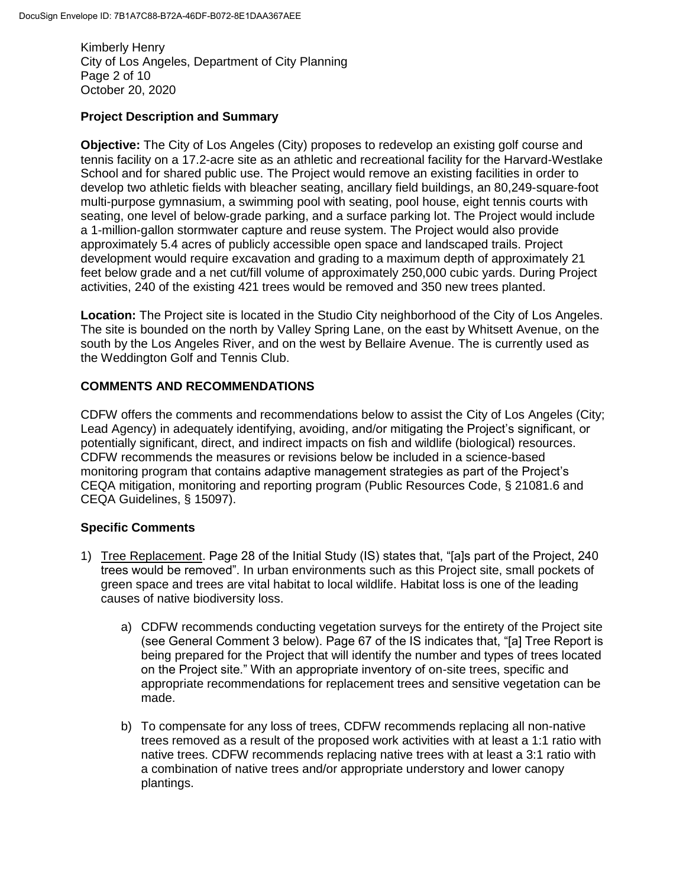## Project Description and Summary

**Objective:** The City of Los Angeles (City) proposes to redevelop an existing golf course and tennis facility on a 17.2-acre site as an athletic and recreational facility for the Harvard-Westlake School and for shared public use. The Project would remove an existing facilities in order to develop two athletic fields with bleacher seating, ancillary field buildings, an 80,249-square-foot multi-purpose gymnasium, a swimming pool with seating, pool house, eight tennis courts with seating, one level of below-grade parking, and a surface parking lot. The Project would include a 1-million-gallon stormwater capture and reuse system. The Project would also provide approximately 5.4 acres of publicly accessible open space and landscaped trails. Project development would require excavation and grading to a maximum depth of approximately 21 feet below grade and a net cut/fill volume of approximately 250,000 cubic yards. During Project activities, 240 of the existing 421 trees would be removed and 350 new trees planted.

**Location:** The Project site is located in the Studio City neighborhood of the City of Los Angeles. The site is bounded on the north by Valley Spring Lane, on the east by Whitsett Avenue, on the south by the Los Angeles River, and on the west by Bellaire Avenue. The is currently used as the Weddington Golf and Tennis Club.

## COMMENTS AND RECOMMENDATIONS

CDFW offers the comments and recommendations below to assist the City of Los Angeles (City; Lead Agency) in adequately identifying, avoiding, and/or mitigating the Project's significant, or potentially significant, direct, and indirect impacts on fish and wildlife (biological) resources. CDFW recommends the measures or revisions below be included in a science-based monitoring program that contains adaptive management strategies as part of the Project's CEQA mitigation, monitoring and reporting program (Public Resources Code, § 21081.6 and CEQA Guidelines, § 15097).

### Specific Comments

1) Tree Replacement. Page 28 of the Initial Study (IS) states that, "[a]s part of the Project, 240 trees would be removed". In urban environments such as this Project site, small pockets of green space and trees are vital habitat to local wildlife. Habitat loss is one of the leading causes of native biodiversity loss.

    a) CDFW recommends conducting vegetation surveys for the entirety of the Project site (see General Comment 3 below). Page 67 of the IS indicates that, "[a] Tree Report is being prepared for the Project that will identify the number and types of trees located on the Project site." With an appropriate inventory of on-site trees, specific and appropriate recommendations for replacement trees and sensitive vegetation can be made.

    b) To compensate for any loss of trees, CDFW recommends replacing all non-native trees removed as a result of the proposed work activities with at least a 1:1 ratio with native trees. CDFW recommends replacing native trees with at least a 3:1 ratio with a combination of native trees and/or appropriate understory and lower canopy plantings.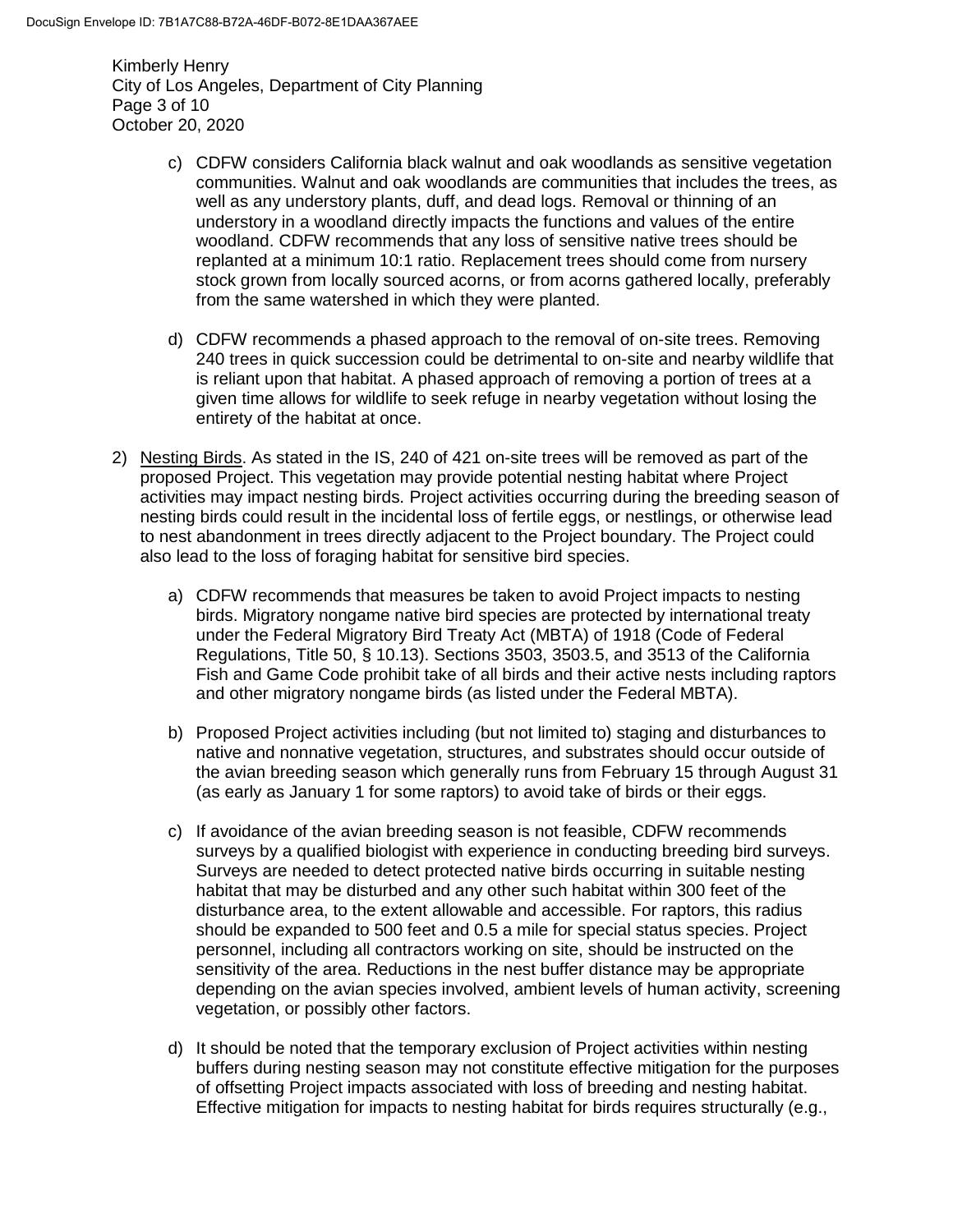c) CDFW considers California black walnut and oak woodlands as sensitive vegetation communities. Walnut and oak woodlands are communities that includes the trees, as well as any understory plants, duff, and dead logs. Removal or thinning of an understory in a woodland directly impacts the functions and values of the entire woodland. CDFW recommends that any loss of sensitive native trees should be replanted at a minimum 10:1 ratio. Replacement trees should come from nursery stock grown from locally sourced acorns, or from acorns gathered locally, preferably from the same watershed in which they were planted.

d) CDFW recommends a phased approach to the removal of on-site trees. Removing 240 trees in quick succession could be detrimental to on-site and nearby wildlife that is reliant upon that habitat. A phased approach of removing a portion of trees at a given time allows for wildlife to seek refuge in nearby vegetation without losing the entirety of the habitat at once.

2) Nesting Birds. As stated in the IS, 240 of 421 on-site trees will be removed as part of the proposed Project. This vegetation may provide potential nesting habitat where Project activities may impact nesting birds. Project activities occurring during the breeding season of nesting birds could result in the incidental loss of fertile eggs, or nestlings, or otherwise lead to nest abandonment in trees directly adjacent to the Project boundary. The Project could also lead to the loss of foraging habitat for sensitive bird species.

a) CDFW recommends that measures be taken to avoid Project impacts to nesting birds. Migratory nongame native bird species are protected by international treaty under the Federal Migratory Bird Treaty Act (MBTA) of 1918 (Code of Federal Regulations, Title 50, § 10.13). Sections 3503, 3503.5, and 3513 of the California Fish and Game Code prohibit take of all birds and their active nests including raptors and other migratory nongame birds (as listed under the Federal MBTA).

b) Proposed Project activities including (but not limited to) staging and disturbances to native and nonnative vegetation, structures, and substrates should occur outside of the avian breeding season which generally runs from February 15 through August 31 (as early as January 1 for some raptors) to avoid take of birds or their eggs.

c) If avoidance of the avian breeding season is not feasible, CDFW recommends surveys by a qualified biologist with experience in conducting breeding bird surveys. Surveys are needed to detect protected native birds occurring in suitable nesting habitat that may be disturbed and any other such habitat within 300 feet of the disturbance area, to the extent allowable and accessible. For raptors, this radius should be expanded to 500 feet and 0.5 a mile for special status species. Project personnel, including all contractors working on site, should be instructed on the sensitivity of the area. Reductions in the nest buffer distance may be appropriate depending on the avian species involved, ambient levels of human activity, screening vegetation, or possibly other factors.

d) It should be noted that the temporary exclusion of Project activities within nesting buffers during nesting season may not constitute effective mitigation for the purposes of offsetting Project impacts associated with loss of breeding and nesting habitat. Effective mitigation for impacts to nesting habitat for birds requires structurally (e.g.,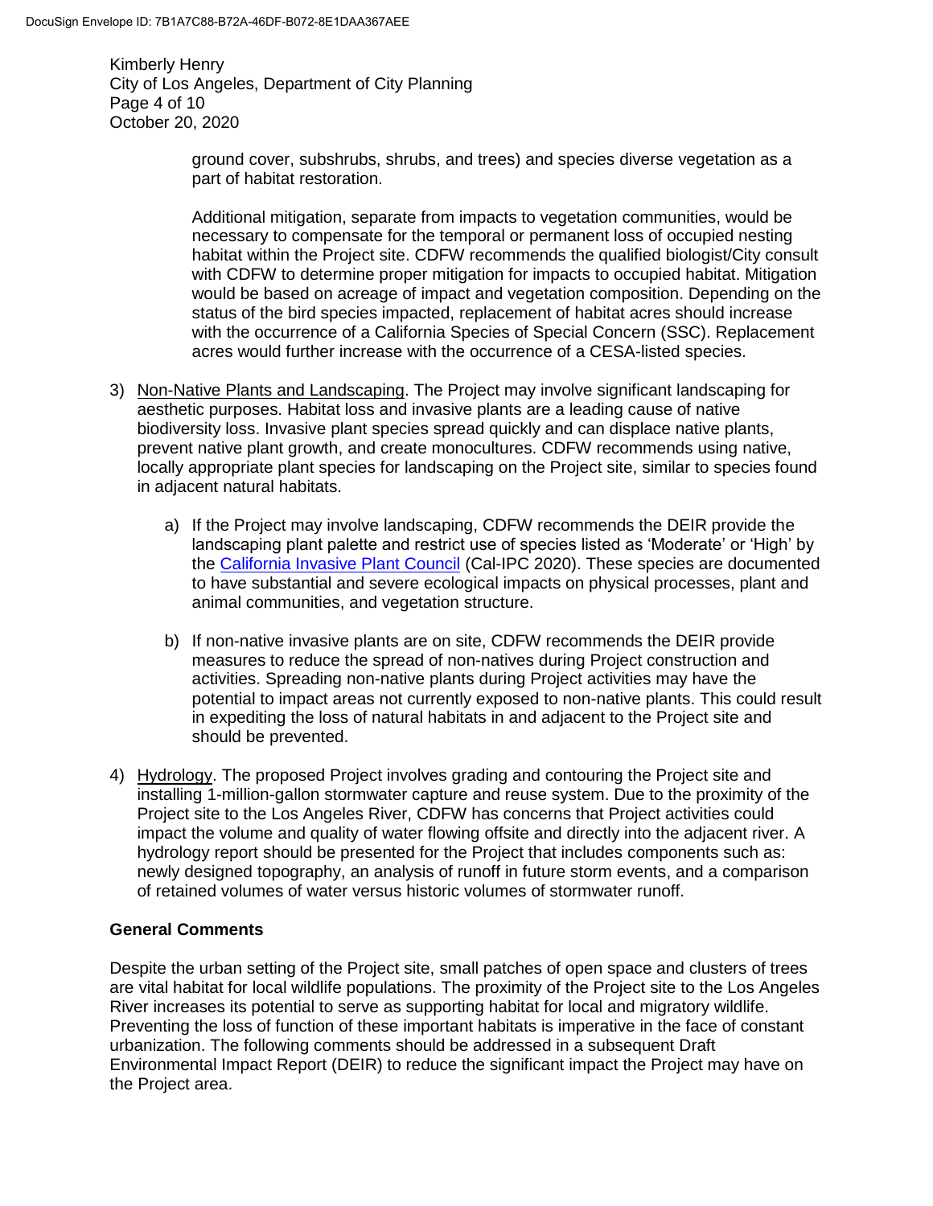ground cover, subshrubs, shrubs, and trees) and species diverse vegetation as a part of habitat restoration.

Additional mitigation, separate from impacts to vegetation communities, would be necessary to compensate for the temporal or permanent loss of occupied nesting habitat within the Project site. CDFW recommends the qualified biologist/City consult with CDFW to determine proper mitigation for impacts to occupied habitat. Mitigation would be based on acreage of impact and vegetation composition. Depending on the status of the bird species impacted, replacement of habitat acres should increase with the occurrence of a California Species of Special Concern (SSC). Replacement acres would further increase with the occurrence of a CESA-listed species.

3) Non-Native Plants and Landscaping. The Project may involve significant landscaping for aesthetic purposes. Habitat loss and invasive plants are a leading cause of native biodiversity loss. Invasive plant species spread quickly and can displace native plants, prevent native plant growth, and create monocultures. CDFW recommends using native, locally appropriate plant species for landscaping on the Project site, similar to species found in adjacent natural habitats.

    a) If the Project may involve landscaping, CDFW recommends the DEIR provide the landscaping plant palette and restrict use of species listed as 'Moderate' or 'High' by the California Invasive Plant Council (Cal-IPC 2020). These species are documented to have substantial and severe ecological impacts on physical processes, plant and animal communities, and vegetation structure.

    b) If non-native invasive plants are on site, CDFW recommends the DEIR provide measures to reduce the spread of non-natives during Project construction and activities. Spreading non-native plants during Project activities may have the potential to impact areas not currently exposed to non-native plants. This could result in expediting the loss of natural habitats in and adjacent to the Project site and should be prevented.

4) Hydrology. The proposed Project involves grading and contouring the Project site and installing 1-million-gallon stormwater capture and reuse system. Due to the proximity of the Project site to the Los Angeles River, CDFW has concerns that Project activities could impact the volume and quality of water flowing offsite and directly into the adjacent river. A hydrology report should be presented for the Project that includes components such as: newly designed topography, an analysis of runoff in future storm events, and a comparison of retained volumes of water versus historic volumes of stormwater runoff.

**General Comments**

Despite the urban setting of the Project site, small patches of open space and clusters of trees are vital habitat for local wildlife populations. The proximity of the Project site to the Los Angeles River increases its potential to serve as supporting habitat for local and migratory wildlife. Preventing the loss of function of these important habitats is imperative in the face of constant urbanization. The following comments should be addressed in a subsequent Draft Environmental Impact Report (DEIR) to reduce the significant impact the Project may have on the Project area.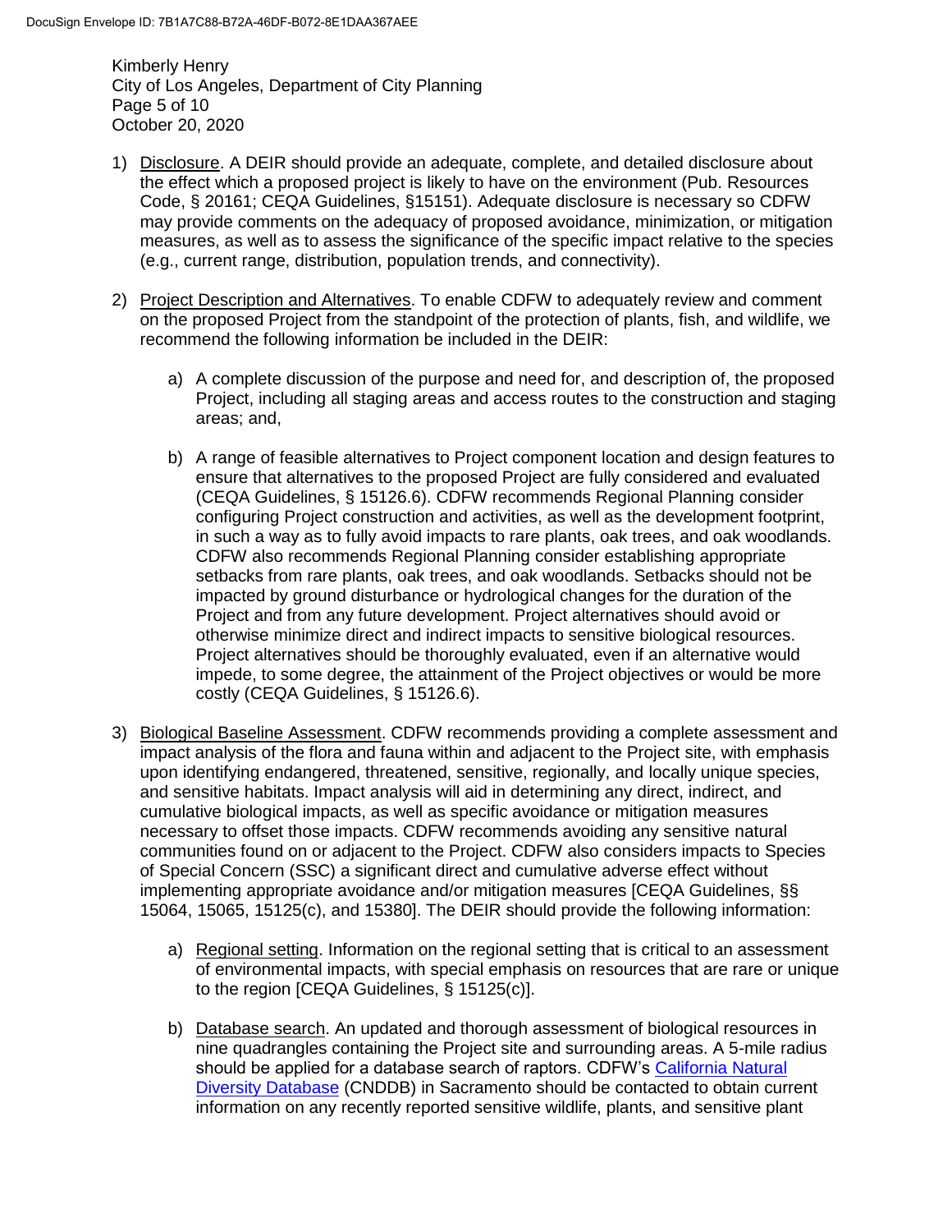1) Disclosure. A DEIR should provide an adequate, complete, and detailed disclosure about the effect which a proposed project is likely to have on the environment (Pub. Resources Code, § 20161; CEQA Guidelines, §15151). Adequate disclosure is necessary so CDFW may provide comments on the adequacy of proposed avoidance, minimization, or mitigation measures, as well as to assess the significance of the specific impact relative to the species (e.g., current range, distribution, population trends, and connectivity).

2) Project Description and Alternatives. To enable CDFW to adequately review and comment on the proposed Project from the standpoint of the protection of plants, fish, and wildlife, we recommend the following information be included in the DEIR:

   a) A complete discussion of the purpose and need for, and description of, the proposed Project, including all staging areas and access routes to the construction and staging areas; and,

   b) A range of feasible alternatives to Project component location and design features to ensure that alternatives to the proposed Project are fully considered and evaluated (CEQA Guidelines, § 15126.6). CDFW recommends Regional Planning consider configuring Project construction and activities, as well as the development footprint, in such a way as to fully avoid impacts to rare plants, oak trees, and oak woodlands. CDFW also recommends Regional Planning consider establishing appropriate setbacks from rare plants, oak trees, and oak woodlands. Setbacks should not be impacted by ground disturbance or hydrological changes for the duration of the Project and from any future development. Project alternatives should avoid or otherwise minimize direct and indirect impacts to sensitive biological resources. Project alternatives should be thoroughly evaluated, even if an alternative would impede, to some degree, the attainment of the Project objectives or would be more costly (CEQA Guidelines, § 15126.6).

3) Biological Baseline Assessment. CDFW recommends providing a complete assessment and impact analysis of the flora and fauna within and adjacent to the Project site, with emphasis upon identifying endangered, threatened, sensitive, regionally, and locally unique species, and sensitive habitats. Impact analysis will aid in determining any direct, indirect, and cumulative biological impacts, as well as specific avoidance or mitigation measures necessary to offset those impacts. CDFW recommends avoiding any sensitive natural communities found on or adjacent to the Project. CDFW also considers impacts to Species of Special Concern (SSC) a significant direct and cumulative adverse effect without implementing appropriate avoidance and/or mitigation measures [CEQA Guidelines, §§ 15064, 15065, 15125(c), and 15380]. The DEIR should provide the following information:

   a) Regional setting. Information on the regional setting that is critical to an assessment of environmental impacts, with special emphasis on resources that are rare or unique to the region [CEQA Guidelines, § 15125(c)].

   b) Database search. An updated and thorough assessment of biological resources in nine quadrangles containing the Project site and surrounding areas. A 5-mile radius should be applied for a database search of raptors. CDFW's California Natural Diversity Database (CNDDB) in Sacramento should be contacted to obtain current information on any recently reported sensitive wildlife, plants, and sensitive plant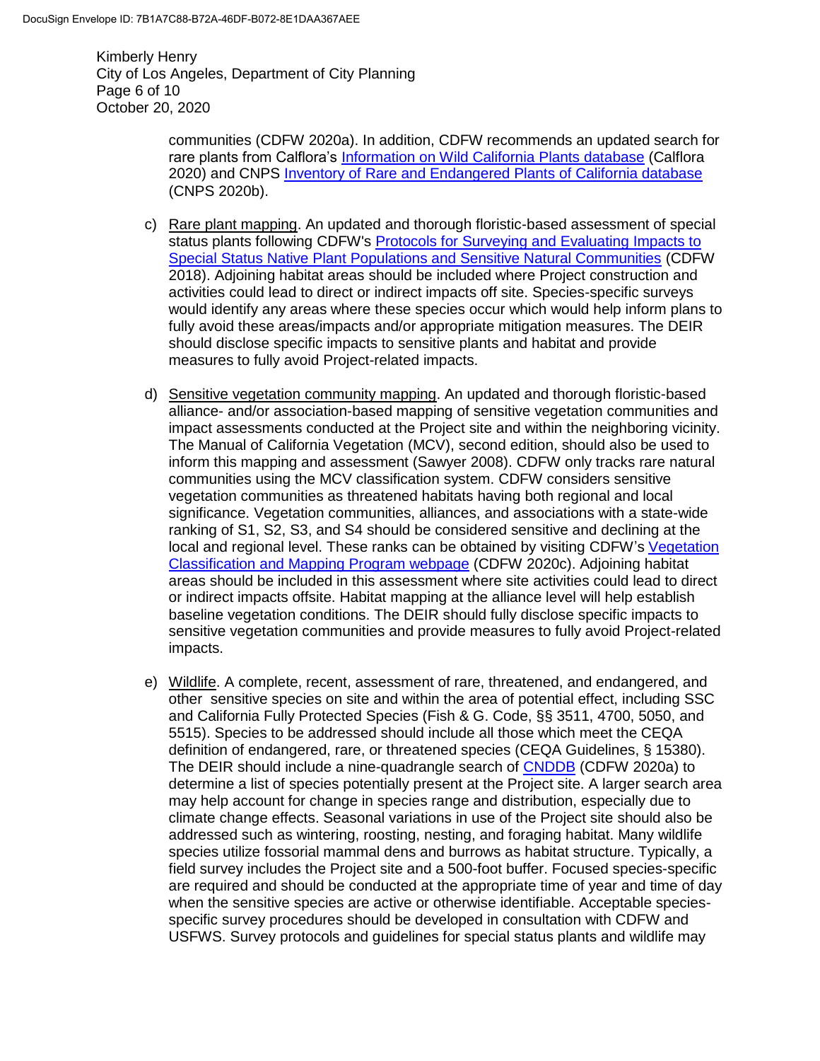communities (CDFW 2020a). In addition, CDFW recommends an updated search for rare plants from Calflora's Information on Wild California Plants database (Calflora 2020) and CNPS Inventory of Rare and Endangered Plants of California database (CNPS 2020b).

c) Rare plant mapping. An updated and thorough floristic-based assessment of special status plants following CDFW's Protocols for Surveying and Evaluating Impacts to Special Status Native Plant Populations and Sensitive Natural Communities (CDFW 2018). Adjoining habitat areas should be included where Project construction and activities could lead to direct or indirect impacts off site. Species-specific surveys would identify any areas where these species occur which would help inform plans to fully avoid these areas/impacts and/or appropriate mitigation measures. The DEIR should disclose specific impacts to sensitive plants and habitat and provide measures to fully avoid Project-related impacts.

d) Sensitive vegetation community mapping. An updated and thorough floristic-based alliance- and/or association-based mapping of sensitive vegetation communities and impact assessments conducted at the Project site and within the neighboring vicinity. The Manual of California Vegetation (MCV), second edition, should also be used to inform this mapping and assessment (Sawyer 2008). CDFW only tracks rare natural communities using the MCV classification system. CDFW considers sensitive vegetation communities as threatened habitats having both regional and local significance. Vegetation communities, alliances, and associations with a state-wide ranking of S1, S2, S3, and S4 should be considered sensitive and declining at the local and regional level. These ranks can be obtained by visiting CDFW's Vegetation Classification and Mapping Program webpage (CDFW 2020c). Adjoining habitat areas should be included in this assessment where site activities could lead to direct or indirect impacts offsite. Habitat mapping at the alliance level will help establish baseline vegetation conditions. The DEIR should fully disclose specific impacts to sensitive vegetation communities and provide measures to fully avoid Project-related impacts.

e) Wildlife. A complete, recent, assessment of rare, threatened, and endangered, and other sensitive species on site and within the area of potential effect, including SSC and California Fully Protected Species (Fish & G. Code, §§ 3511, 4700, 5050, and 5515). Species to be addressed should include all those which meet the CEQA definition of endangered, rare, or threatened species (CEQA Guidelines, § 15380). The DEIR should include a nine-quadrangle search of CNDDB (CDFW 2020a) to determine a list of species potentially present at the Project site. A larger search area may help account for change in species range and distribution, especially due to climate change effects. Seasonal variations in use of the Project site should also be addressed such as wintering, roosting, nesting, and foraging habitat. Many wildlife species utilize fossorial mammal dens and burrows as habitat structure. Typically, a field survey includes the Project site and a 500-foot buffer. Focused species-specific are required and should be conducted at the appropriate time of year and time of day when the sensitive species are active or otherwise identifiable. Acceptable species-specific survey procedures should be developed in consultation with CDFW and USFWS. Survey protocols and guidelines for special status plants and wildlife may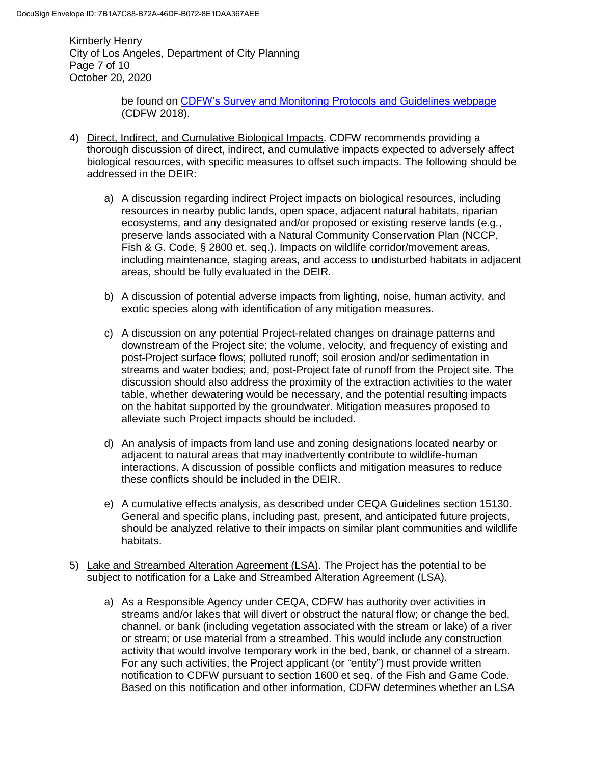be found on [CDFW's Survey and Monitoring Protocols and Guidelines webpage](CDFW's Survey and Monitoring Protocols and Guidelines webpage) (CDFW 2018).

4) Direct, Indirect, and Cumulative Biological Impacts. CDFW recommends providing a thorough discussion of direct, indirect, and cumulative impacts expected to adversely affect biological resources, with specific measures to offset such impacts. The following should be addressed in the DEIR:

   a) A discussion regarding indirect Project impacts on biological resources, including resources in nearby public lands, open space, adjacent natural habitats, riparian ecosystems, and any designated and/or proposed or existing reserve lands (e.g., preserve lands associated with a Natural Community Conservation Plan (NCCP, Fish & G. Code, § 2800 et. seq.). Impacts on wildlife corridor/movement areas, including maintenance, staging areas, and access to undisturbed habitats in adjacent areas, should be fully evaluated in the DEIR.

   b) A discussion of potential adverse impacts from lighting, noise, human activity, and exotic species along with identification of any mitigation measures.

   c) A discussion on any potential Project-related changes on drainage patterns and downstream of the Project site; the volume, velocity, and frequency of existing and post-Project surface flows; polluted runoff; soil erosion and/or sedimentation in streams and water bodies; and, post-Project fate of runoff from the Project site. The discussion should also address the proximity of the extraction activities to the water table, whether dewatering would be necessary, and the potential resulting impacts on the habitat supported by the groundwater. Mitigation measures proposed to alleviate such Project impacts should be included.

   d) An analysis of impacts from land use and zoning designations located nearby or adjacent to natural areas that may inadvertently contribute to wildlife-human interactions. A discussion of possible conflicts and mitigation measures to reduce these conflicts should be included in the DEIR.

   e) A cumulative effects analysis, as described under CEQA Guidelines section 15130. General and specific plans, including past, present, and anticipated future projects, should be analyzed relative to their impacts on similar plant communities and wildlife habitats.

5) Lake and Streambed Alteration Agreement (LSA). The Project has the potential to be subject to notification for a Lake and Streambed Alteration Agreement (LSA).

   a) As a Responsible Agency under CEQA, CDFW has authority over activities in streams and/or lakes that will divert or obstruct the natural flow; or change the bed, channel, or bank (including vegetation associated with the stream or lake) of a river or stream; or use material from a streambed. This would include any construction activity that would involve temporary work in the bed, bank, or channel of a stream. For any such activities, the Project applicant (or "entity") must provide written notification to CDFW pursuant to section 1600 et seq. of the Fish and Game Code. Based on this notification and other information, CDFW determines whether an LSA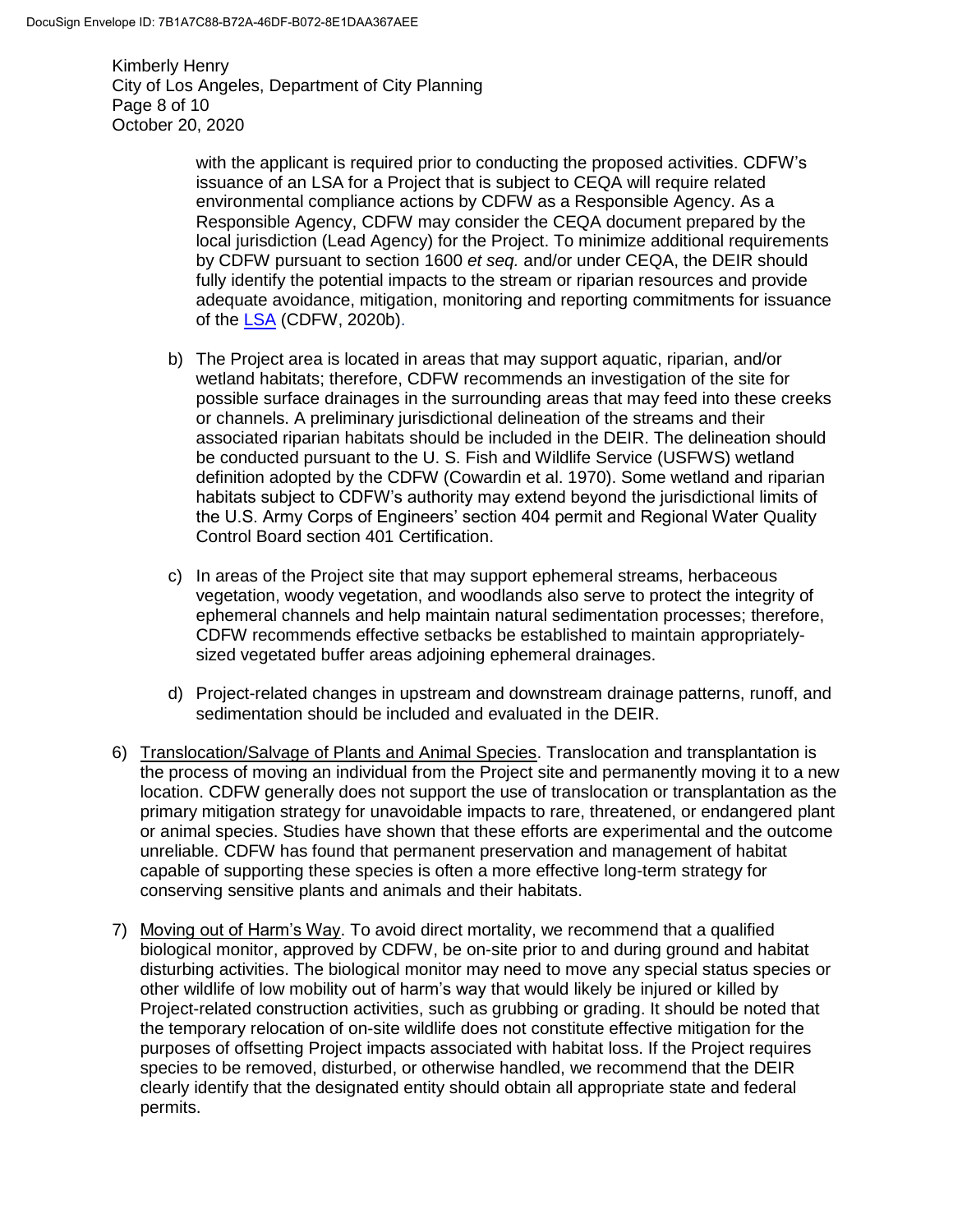with the applicant is required prior to conducting the proposed activities. CDFW's issuance of an LSA for a Project that is subject to CEQA will require related environmental compliance actions by CDFW as a Responsible Agency. As a Responsible Agency, CDFW may consider the CEQA document prepared by the local jurisdiction (Lead Agency) for the Project. To minimize additional requirements by CDFW pursuant to section 1600 *et seq.* and/or under CEQA, the DEIR should fully identify the potential impacts to the stream or riparian resources and provide adequate avoidance, mitigation, monitoring and reporting commitments for issuance of the LSA (CDFW, 2020b).

b) The Project area is located in areas that may support aquatic, riparian, and/or wetland habitats; therefore, CDFW recommends an investigation of the site for possible surface drainages in the surrounding areas that may feed into these creeks or channels. A preliminary jurisdictional delineation of the streams and their associated riparian habitats should be included in the DEIR. The delineation should be conducted pursuant to the U. S. Fish and Wildlife Service (USFWS) wetland definition adopted by the CDFW (Cowardin et al. 1970). Some wetland and riparian habitats subject to CDFW's authority may extend beyond the jurisdictional limits of the U.S. Army Corps of Engineers' section 404 permit and Regional Water Quality Control Board section 401 Certification.

c) In areas of the Project site that may support ephemeral streams, herbaceous vegetation, woody vegetation, and woodlands also serve to protect the integrity of ephemeral channels and help maintain natural sedimentation processes; therefore, CDFW recommends effective setbacks be established to maintain appropriately-sized vegetated buffer areas adjoining ephemeral drainages.

d) Project-related changes in upstream and downstream drainage patterns, runoff, and sedimentation should be included and evaluated in the DEIR.

6) Translocation/Salvage of Plants and Animal Species. Translocation and transplantation is the process of moving an individual from the Project site and permanently moving it to a new location. CDFW generally does not support the use of translocation or transplantation as the primary mitigation strategy for unavoidable impacts to rare, threatened, or endangered plant or animal species. Studies have shown that these efforts are experimental and the outcome unreliable. CDFW has found that permanent preservation and management of habitat capable of supporting these species is often a more effective long-term strategy for conserving sensitive plants and animals and their habitats.

7) Moving out of Harm's Way. To avoid direct mortality, we recommend that a qualified biological monitor, approved by CDFW, be on-site prior to and during ground and habitat disturbing activities. The biological monitor may need to move any special status species or other wildlife of low mobility out of harm's way that would likely be injured or killed by Project-related construction activities, such as grubbing or grading. It should be noted that the temporary relocation of on-site wildlife does not constitute effective mitigation for the purposes of offsetting Project impacts associated with habitat loss. If the Project requires species to be removed, disturbed, or otherwise handled, we recommend that the DEIR clearly identify that the designated entity should obtain all appropriate state and federal permits.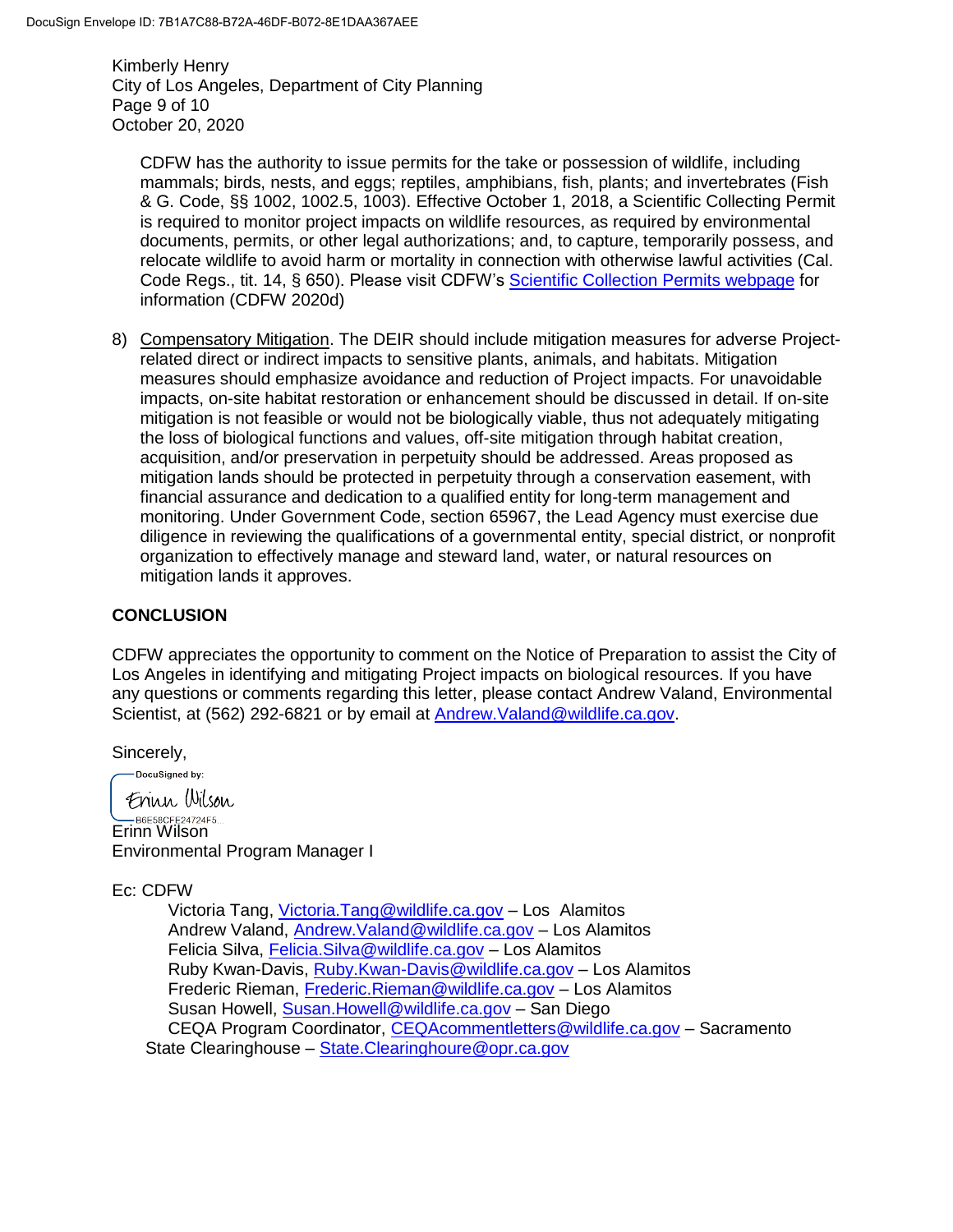CDFW has the authority to issue permits for the take or possession of wildlife, including mammals; birds, nests, and eggs; reptiles, amphibians, fish, plants; and invertebrates (Fish & G. Code, §§ 1002, 1002.5, 1003). Effective October 1, 2018, a Scientific Collecting Permit is required to monitor project impacts on wildlife resources, as required by environmental documents, permits, or other legal authorizations; and, to capture, temporarily possess, and relocate wildlife to avoid harm or mortality in connection with otherwise lawful activities (Cal. Code Regs., tit. 14, § 650). Please visit CDFW's Scientific Collection Permits webpage for information (CDFW 2020d)

8) Compensatory Mitigation. The DEIR should include mitigation measures for adverse Project-related direct or indirect impacts to sensitive plants, animals, and habitats. Mitigation measures should emphasize avoidance and reduction of Project impacts. For unavoidable impacts, on-site habitat restoration or enhancement should be discussed in detail. If on-site mitigation is not feasible or would not be biologically viable, thus not adequately mitigating the loss of biological functions and values, off-site mitigation through habitat creation, acquisition, and/or preservation in perpetuity should be addressed. Areas proposed as mitigation lands should be protected in perpetuity through a conservation easement, with financial assurance and dedication to a qualified entity for long-term management and monitoring. Under Government Code, section 65967, the Lead Agency must exercise due diligence in reviewing the qualifications of a governmental entity, special district, or nonprofit organization to effectively manage and steward land, water, or natural resources on mitigation lands it approves.

## CONCLUSION

CDFW appreciates the opportunity to comment on the Notice of Preparation to assist the City of Los Angeles in identifying and mitigating Project impacts on biological resources. If you have any questions or comments regarding this letter, please contact Andrew Valand, Environmental Scientist, at (562) 292-6821 or by email at Andrew.Valand@wildlife.ca.gov.

Sincerely,

DocuSigned by:
Erinn Wilson
B6E58CFE24724F5...

Erinn Wilson
Environmental Program Manager I

Ec: CDFW

Victoria Tang, Victoria.Tang@wildlife.ca.gov – Los Alamitos
Andrew Valand, Andrew.Valand@wildlife.ca.gov – Los Alamitos
Felicia Silva, Felicia.Silva@wildlife.ca.gov – Los Alamitos
Ruby Kwan-Davis, Ruby.Kwan-Davis@wildlife.ca.gov – Los Alamitos
Frederic Rieman, Frederic.Rieman@wildlife.ca.gov – Los Alamitos
Susan Howell, Susan.Howell@wildlife.ca.gov – San Diego
CEQA Program Coordinator, CEQAcommentletters@wildlife.ca.gov – Sacramento

State Clearinghouse – State.Clearinghoure@opr.ca.gov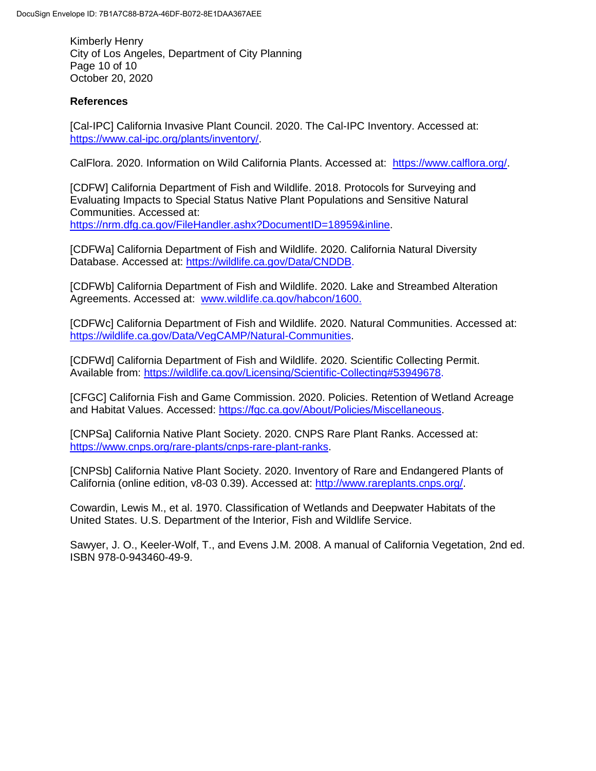Kimberly Henry
City of Los Angeles, Department of City Planning
October 20, 2020

**References**

[Cal-IPC] California Invasive Plant Council. 2020. The Cal-IPC Inventory. Accessed at: https://www.cal-ipc.org/plants/inventory/.

CalFlora. 2020. Information on Wild California Plants. Accessed at: https://www.calflora.org/.

[CDFW] California Department of Fish and Wildlife. 2018. Protocols for Surveying and Evaluating Impacts to Special Status Native Plant Populations and Sensitive Natural Communities. Accessed at: https://nrm.dfg.ca.gov/FileHandler.ashx?DocumentID=18959&inline.

[CDFWa] California Department of Fish and Wildlife. 2020. California Natural Diversity Database. Accessed at: https://wildlife.ca.gov/Data/CNDDB.

[CDFWb] California Department of Fish and Wildlife. 2020. Lake and Streambed Alteration Agreements. Accessed at: www.wildlife.ca.gov/habcon/1600.

[CDFWc] California Department of Fish and Wildlife. 2020. Natural Communities. Accessed at: https://wildlife.ca.gov/Data/VegCAMP/Natural-Communities.

[CDFWd] California Department of Fish and Wildlife. 2020. Scientific Collecting Permit. Available from: https://wildlife.ca.gov/Licensing/Scientific-Collecting#53949678.

[CFGC] California Fish and Game Commission. 2020. Policies. Retention of Wetland Acreage and Habitat Values. Accessed: https://fgc.ca.gov/About/Policies/Miscellaneous.

[CNPSa] California Native Plant Society. 2020. CNPS Rare Plant Ranks. Accessed at: https://www.cnps.org/rare-plants/cnps-rare-plant-ranks.

[CNPSb] California Native Plant Society. 2020. Inventory of Rare and Endangered Plants of California (online edition, v8-03 0.39). Accessed at: http://www.rareplants.cnps.org/.

Cowardin, Lewis M., et al. 1970. Classification of Wetlands and Deepwater Habitats of the United States. U.S. Department of the Interior, Fish and Wildlife Service.

Sawyer, J. O., Keeler-Wolf, T., and Evens J.M. 2008. A manual of California Vegetation, 2nd ed. ISBN 978-0-943460-49-9.